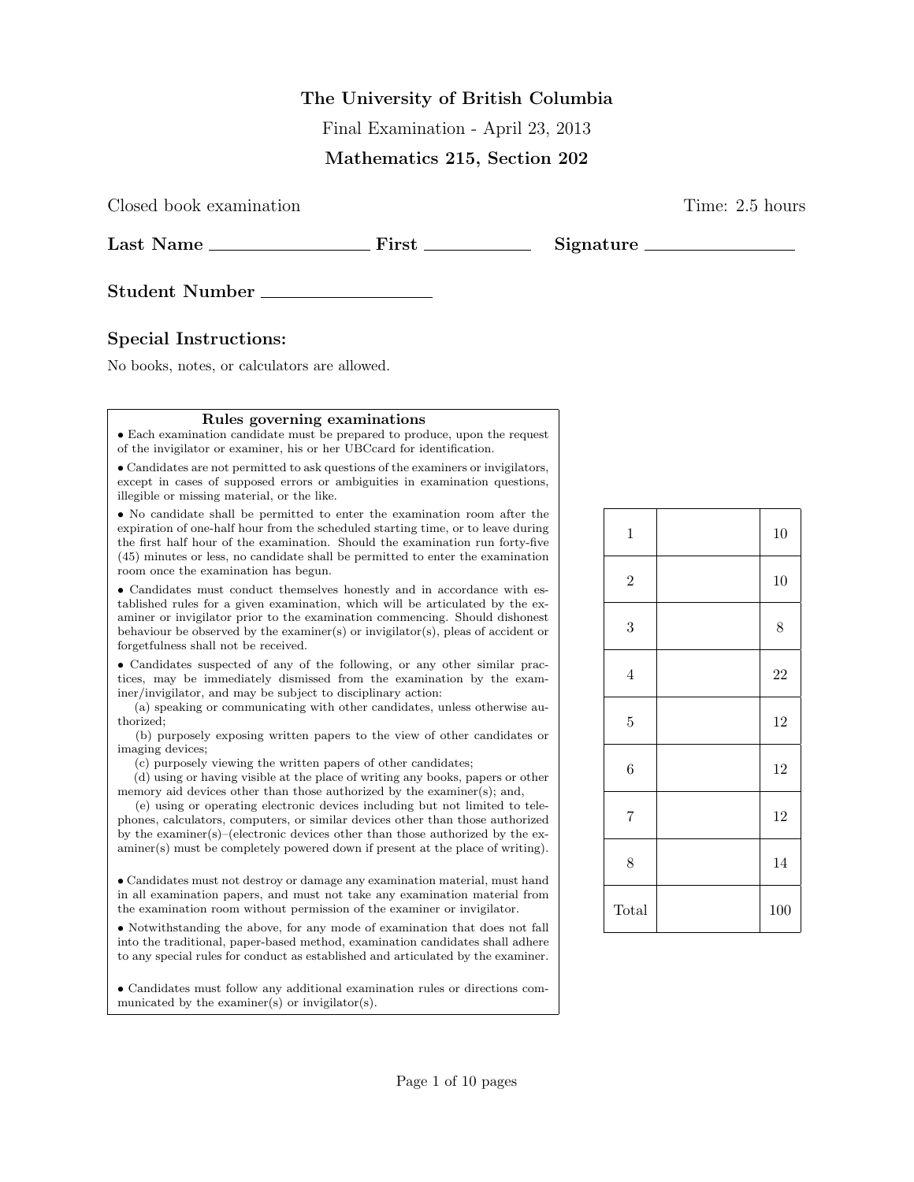**The University of British Columbia**

Final Examination - April 23, 2013

**Mathematics 215, Section 202**

Closed book examination Time: 2.5 hours

**Last Name** \_\_\_\_\_\_\_\_\_\_\_\_\_\_\_\_ **First** \_\_\_\_\_\_\_\_\_\_\_\_ **Signature** \_\_\_\_\_\_\_\_\_\_\_\_\_\_\_\_

**Student Number** \_\_\_\_\_\_\_\_\_\_\_\_\_\_\_\_

## Special Instructions:

No books, notes, or calculators are allowed.

**Rules governing examinations**

- Each examination candidate must be prepared to produce, upon the request of the invigilator or examiner, his or her UBCcard for identification.
- Candidates are not permitted to ask questions of the examiners or invigilators, except in cases of supposed errors or ambiguities in examination questions, illegible or missing material, or the like.
- No candidate shall be permitted to enter the examination room after the expiration of one-half hour from the scheduled starting time, or to leave during the first half hour of the examination. Should the examination run forty-five (45) minutes or less, no candidate shall be permitted to enter the examination room once the examination has begun.
- Candidates must conduct themselves honestly and in accordance with established rules for a given examination, which will be articulated by the examiner or invigilator prior to the examination commencing. Should dishonest behaviour be observed by the examiner(s) or invigilator(s), pleas of accident or forgetfulness shall not be received.
- Candidates suspected of any of the following, or any other similar practices, may be immediately dismissed from the examination by the examiner/invigilator, and may be subject to disciplinary action:
  (a) speaking or communicating with other candidates, unless otherwise authorized;
  (b) purposely exposing written papers to the view of other candidates or imaging devices;
  (c) purposely viewing the written papers of other candidates;
  (d) using or having visible at the place of writing any books, papers or other memory aid devices other than those authorized by the examiner(s); and,
  (e) using or operating electronic devices including but not limited to telephones, calculators, computers, or similar devices other than those authorized by the examiner(s)–(electronic devices other than those authorized by the examiner(s) must be completely powered down if present at the place of writing).
- Candidates must not destroy or damage any examination material, must hand in all examination papers, and must not take any examination material from the examination room without permission of the examiner or invigilator.
- Notwithstanding the above, for any mode of examination that does not fall into the traditional, paper-based method, examination candidates shall adhere to any special rules for conduct as established and articulated by the examiner.
- Candidates must follow any additional examination rules or directions communicated by the examiner(s) or invigilator(s).

| | | |
|---|---|---|
| 1 | | 10 |
| 2 | | 10 |
| 3 | | 8 |
| 4 | | 22 |
| 5 | | 12 |
| 6 | | 12 |
| 7 | | 12 |
| 8 | | 14 |
| Total | | 100 |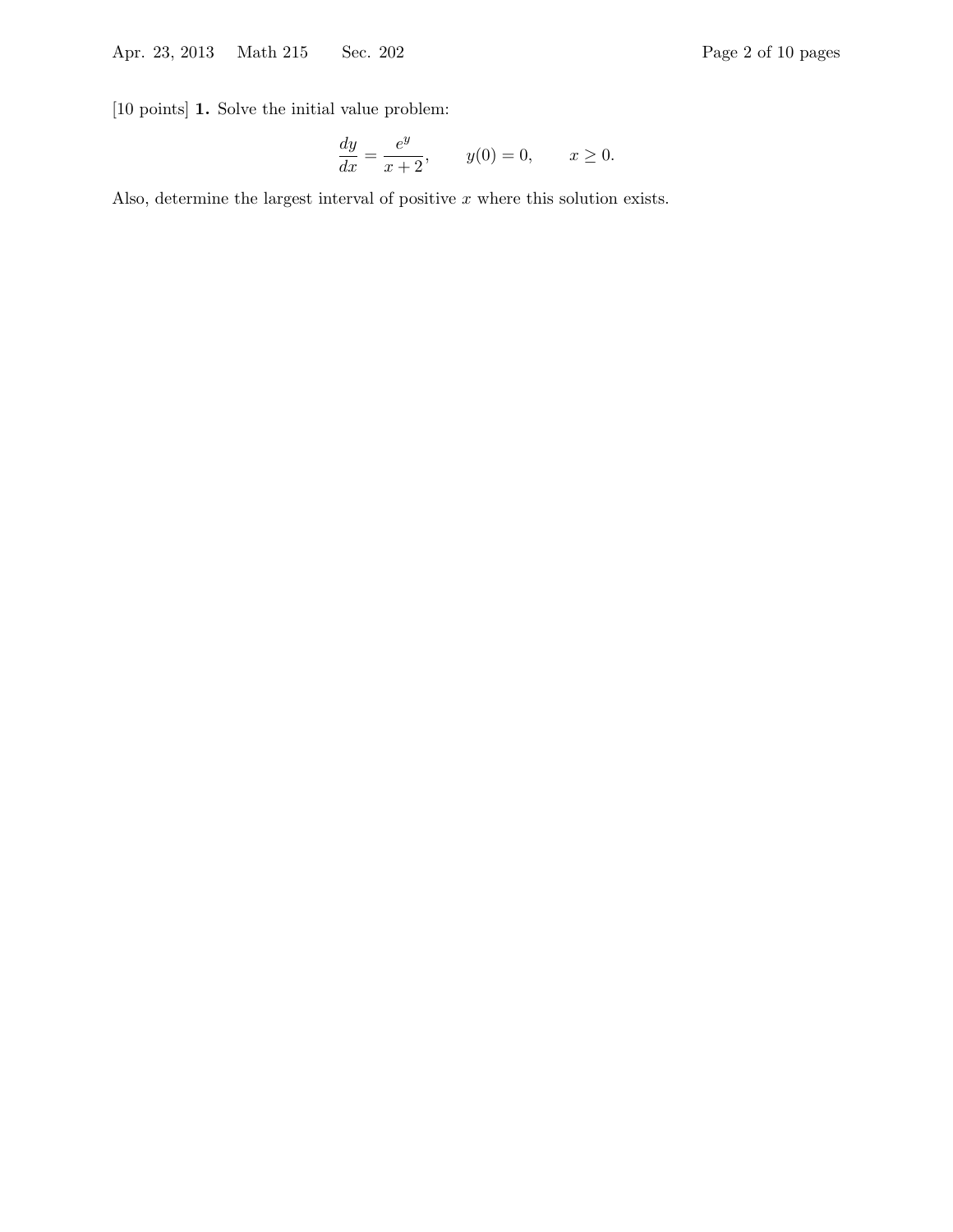[10 points] **1.** Solve the initial value problem:

$$\frac{dy}{dx} = \frac{e^y}{x+2}, \qquad y(0) = 0, \qquad x \geq 0.$$

Also, determine the largest interval of positive $x$ where this solution exists.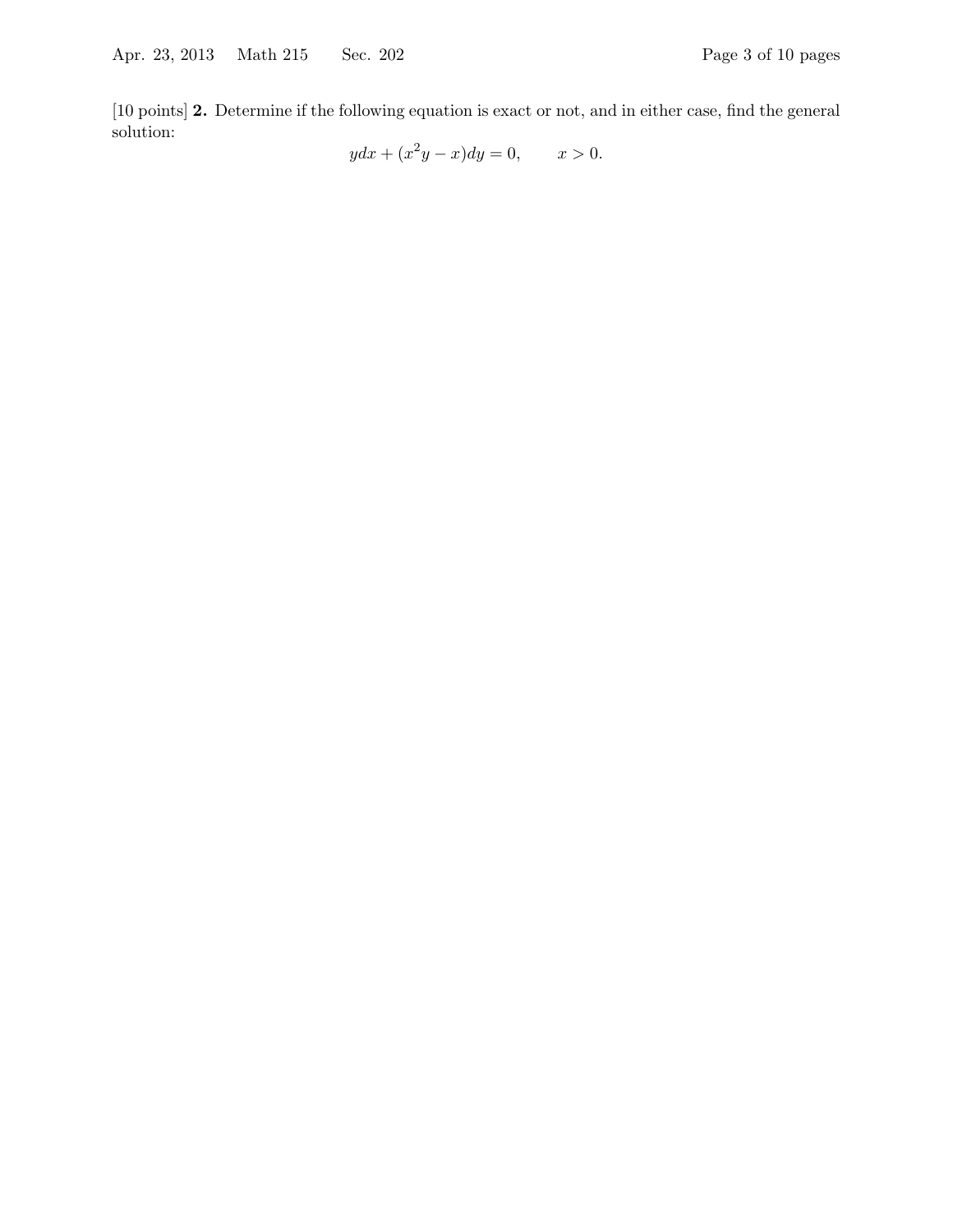[10 points] **2.** Determine if the following equation is exact or not, and in either case, find the general solution:

$$ydx + (x^2y - x)dy = 0, \qquad x > 0.$$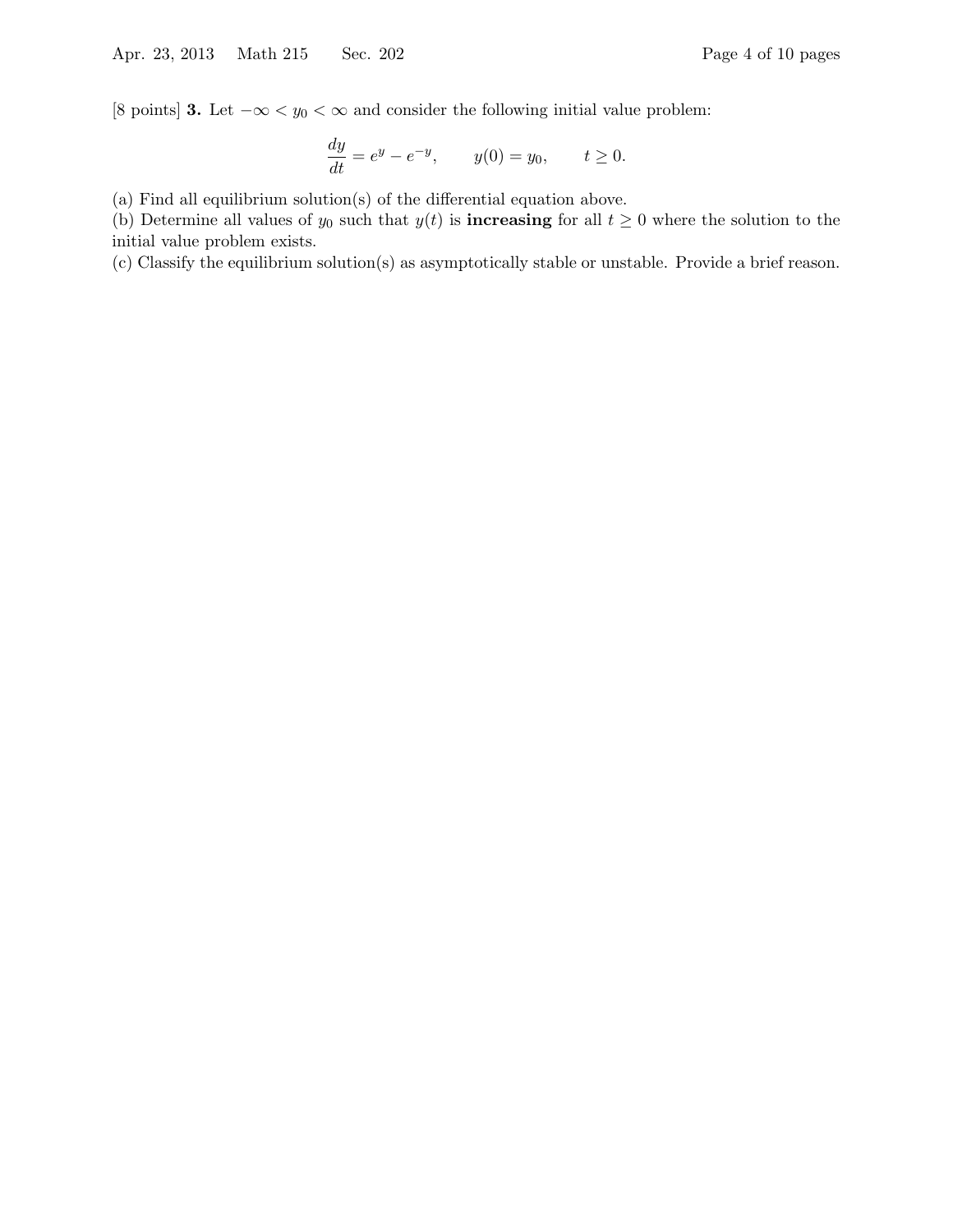[8 points] **3.** Let $-\infty < y_0 < \infty$ and consider the following initial value problem:

$$\frac{dy}{dt} = e^y - e^{-y}, \qquad y(0) = y_0, \qquad t \geq 0.$$

(a) Find all equilibrium solution(s) of the differential equation above.

(b) Determine all values of $y_0$ such that $y(t)$ is **increasing** for all $t \geq 0$ where the solution to the initial value problem exists.

(c) Classify the equilibrium solution(s) as asymptotically stable or unstable. Provide a brief reason.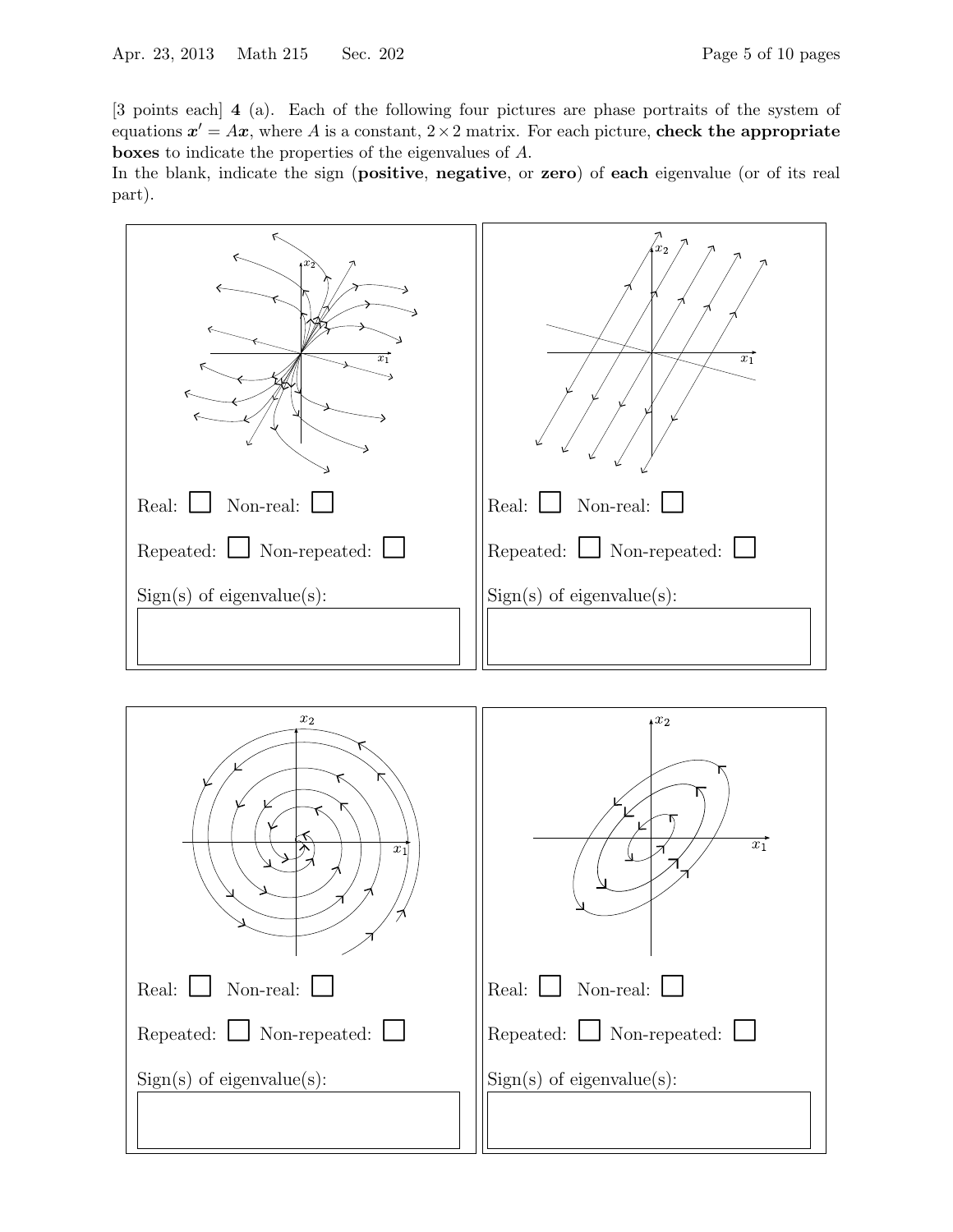[3 points each] **4** (a). Each of the following four pictures are phase portraits of the system of equations $\boldsymbol{x}' = A\boldsymbol{x}$, where $A$ is a constant, $2 \times 2$ matrix. For each picture, **check the appropriate boxes** to indicate the properties of the eigenvalues of $A$.
In the blank, indicate the sign (**positive**, **negative**, or **zero**) of **each** eigenvalue (or of its real part).

Real: ☐ Non-real: ☐

Repeated: ☐ Non-repeated: ☐

Sign(s) of eigenvalue(s):

Real: ☐ Non-real: ☐

Repeated: ☐ Non-repeated: ☐

Sign(s) of eigenvalue(s):

Real: ☐ Non-real: ☐

Repeated: ☐ Non-repeated: ☐

Sign(s) of eigenvalue(s):

Real: ☐ Non-real: ☐

Repeated: ☐ Non-repeated: ☐

Sign(s) of eigenvalue(s):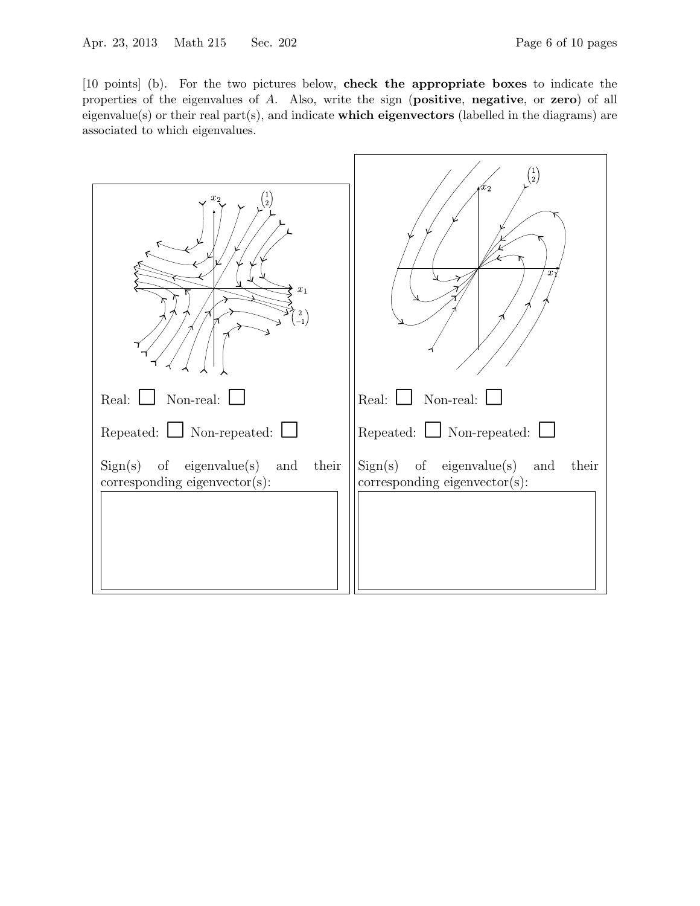[10 points] (b). For the two pictures below, **check the appropriate boxes** to indicate the properties of the eigenvalues of $A$. Also, write the sign (**positive**, **negative**, or **zero**) of all eigenvalue(s) or their real part(s), and indicate **which eigenvectors** (labelled in the diagrams) are associated to which eigenvalues.

**Left picture** (eigenvectors labelled $\begin{pmatrix} 1 \\ 2 \end{pmatrix}$ and $\begin{pmatrix} 2 \\ -1 \end{pmatrix}$; axes $x_1$, $x_2$)

Real: ☐ Non-real: ☐

Repeated: ☐ Non-repeated: ☐

Sign(s) of eigenvalue(s) and their corresponding eigenvector(s):

**Right picture** (eigenvector labelled $\begin{pmatrix} 1 \\ 2 \end{pmatrix}$; axes $x_1$, $x_2$)

Real: ☐ Non-real: ☐

Repeated: ☐ Non-repeated: ☐

Sign(s) of eigenvalue(s) and their corresponding eigenvector(s):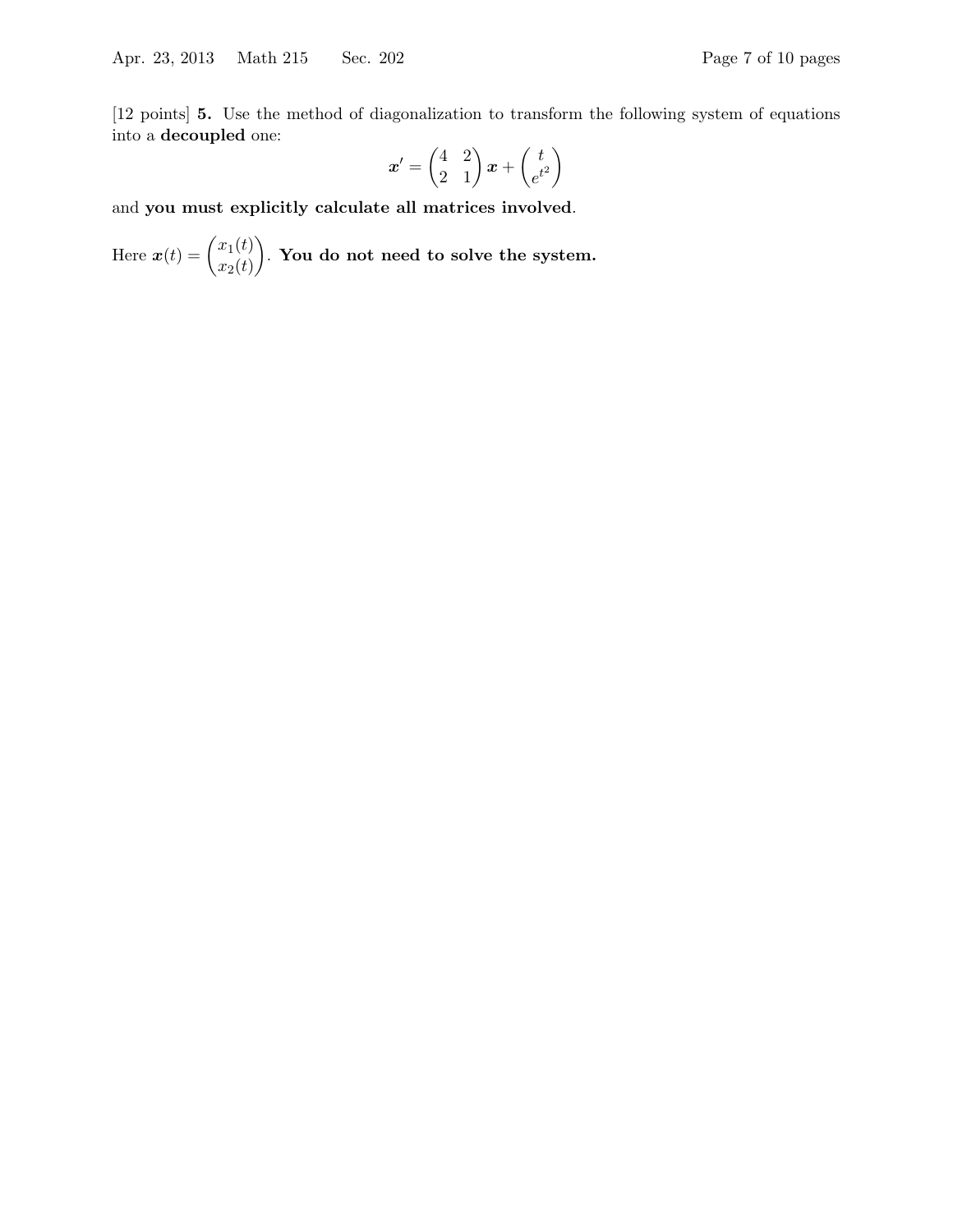[12 points] **5.** Use the method of diagonalization to transform the following system of equations into a **decoupled** one:

$$\boldsymbol{x}' = \begin{pmatrix} 4 & 2 \\ 2 & 1 \end{pmatrix} \boldsymbol{x} + \begin{pmatrix} t \\ e^{t^2} \end{pmatrix}$$

and **you must explicitly calculate all matrices involved**.

Here $\boldsymbol{x}(t) = \begin{pmatrix} x_1(t) \\ x_2(t) \end{pmatrix}$. **You do not need to solve the system.**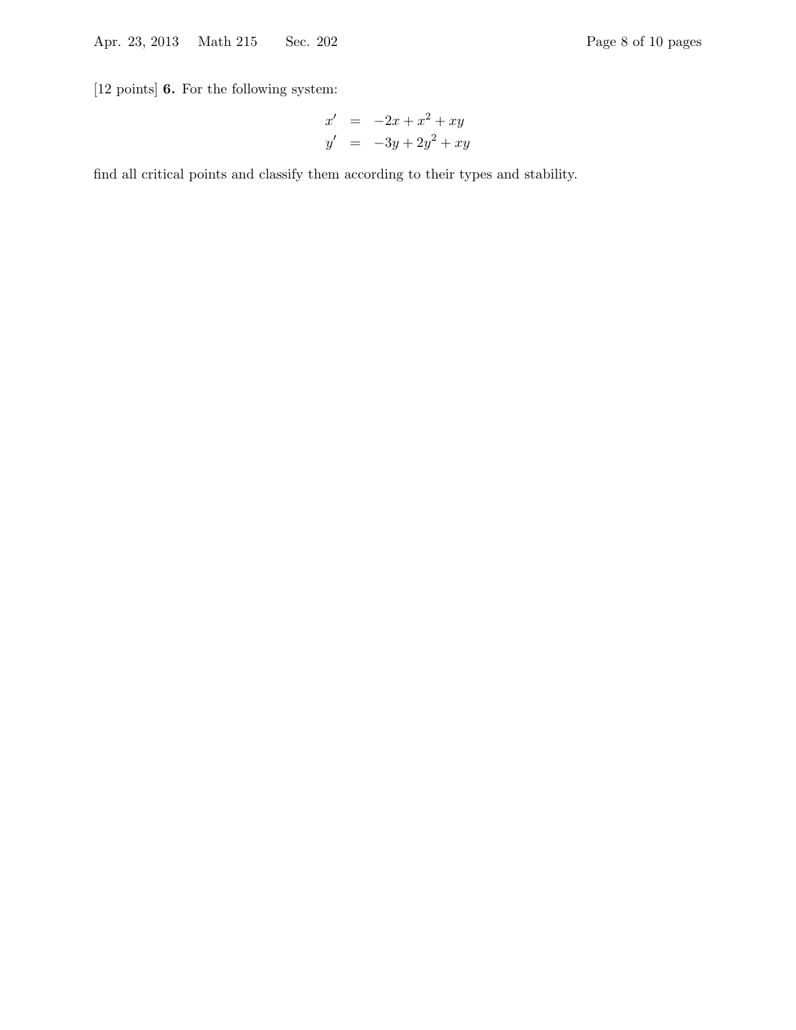[12 points] **6.** For the following system:

$$
\begin{aligned}
x' &= -2x + x^2 + xy \\
y' &= -3y + 2y^2 + xy
\end{aligned}
$$

find all critical points and classify them according to their types and stability.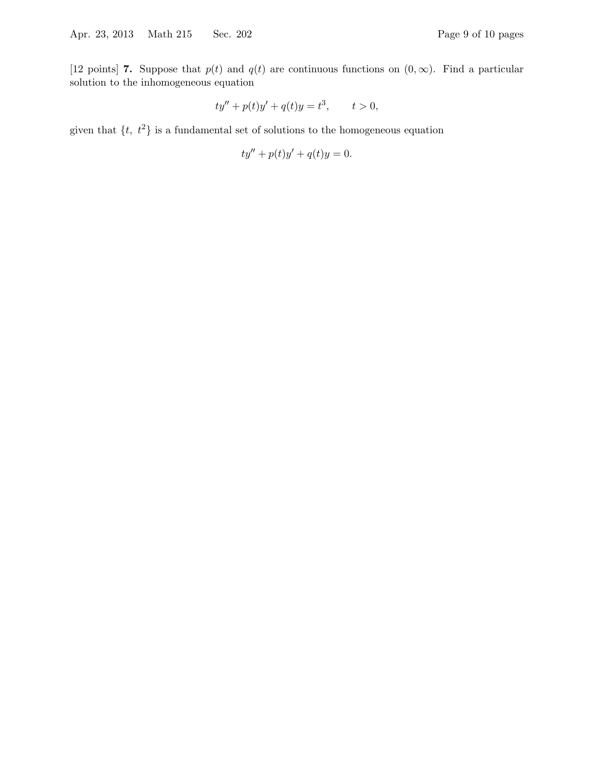[12 points] **7.** Suppose that $p(t)$ and $q(t)$ are continuous functions on $(0, \infty)$. Find a particular solution to the inhomogeneous equation

$$ty'' + p(t)y' + q(t)y = t^3, \qquad t > 0,$$

given that $\{t, \ t^2\}$ is a fundamental set of solutions to the homogeneous equation

$$ty'' + p(t)y' + q(t)y = 0.$$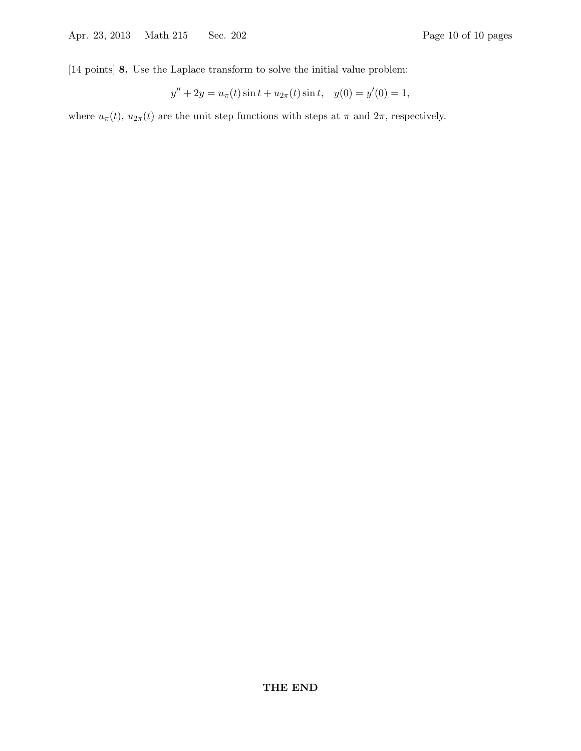[14 points] **8.** Use the Laplace transform to solve the initial value problem:

$$y'' + 2y = u_\pi(t)\sin t + u_{2\pi}(t)\sin t, \quad y(0) = y'(0) = 1,$$

where $u_\pi(t)$, $u_{2\pi}(t)$ are the unit step functions with steps at $\pi$ and $2\pi$, respectively.

**THE END**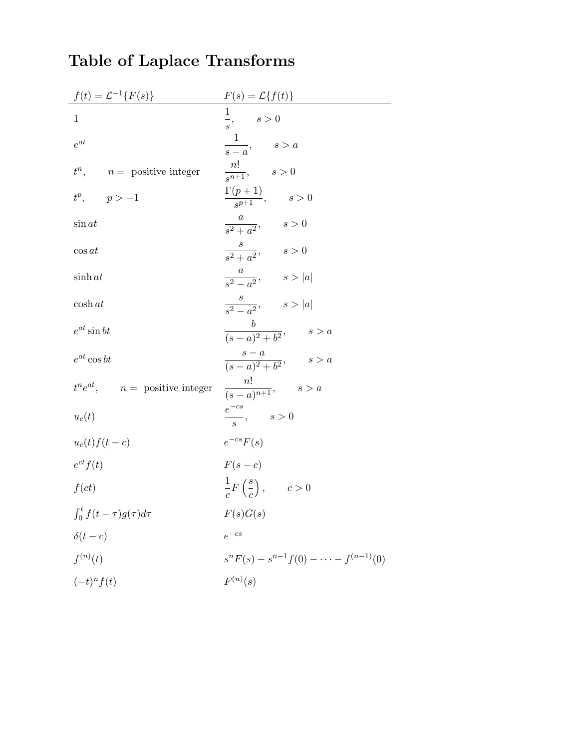# Table of Laplace Transforms

| $f(t) = \mathcal{L}^{-1}\{F(s)\}$ | $F(s) = \mathcal{L}\{f(t)\}$ |
|---|---|
| $1$ | $\dfrac{1}{s}, \quad s > 0$ |
| $e^{at}$ | $\dfrac{1}{s-a}, \quad s > a$ |
| $t^n, \quad n =$ positive integer | $\dfrac{n!}{s^{n+1}}, \quad s > 0$ |
| $t^p, \quad p > -1$ | $\dfrac{\Gamma(p+1)}{s^{p+1}}, \quad s > 0$ |
| $\sin at$ | $\dfrac{a}{s^2 + a^2}, \quad s > 0$ |
| $\cos at$ | $\dfrac{s}{s^2 + a^2}, \quad s > 0$ |
| $\sinh at$ | $\dfrac{a}{s^2 - a^2}, \quad s > \lvert a \rvert$ |
| $\cosh at$ | $\dfrac{s}{s^2 - a^2}, \quad s > \lvert a \rvert$ |
| $e^{at} \sin bt$ | $\dfrac{b}{(s-a)^2 + b^2}, \quad s > a$ |
| $e^{at} \cos bt$ | $\dfrac{s-a}{(s-a)^2 + b^2}, \quad s > a$ |
| $t^n e^{at}, \quad n =$ positive integer | $\dfrac{n!}{(s-a)^{n+1}}, \quad s > a$ |
| $u_c(t)$ | $\dfrac{e^{-cs}}{s}, \quad s > 0$ |
| $u_c(t) f(t-c)$ | $e^{-cs} F(s)$ |
| $e^{ct} f(t)$ | $F(s-c)$ |
| $f(ct)$ | $\dfrac{1}{c} F\left(\dfrac{s}{c}\right), \quad c > 0$ |
| $\int_0^t f(t-\tau) g(\tau) d\tau$ | $F(s) G(s)$ |
| $\delta(t-c)$ | $e^{-cs}$ |
| $f^{(n)}(t)$ | $s^n F(s) - s^{n-1} f(0) - \cdots - f^{(n-1)}(0)$ |
| $(-t)^n f(t)$ | $F^{(n)}(s)$ |